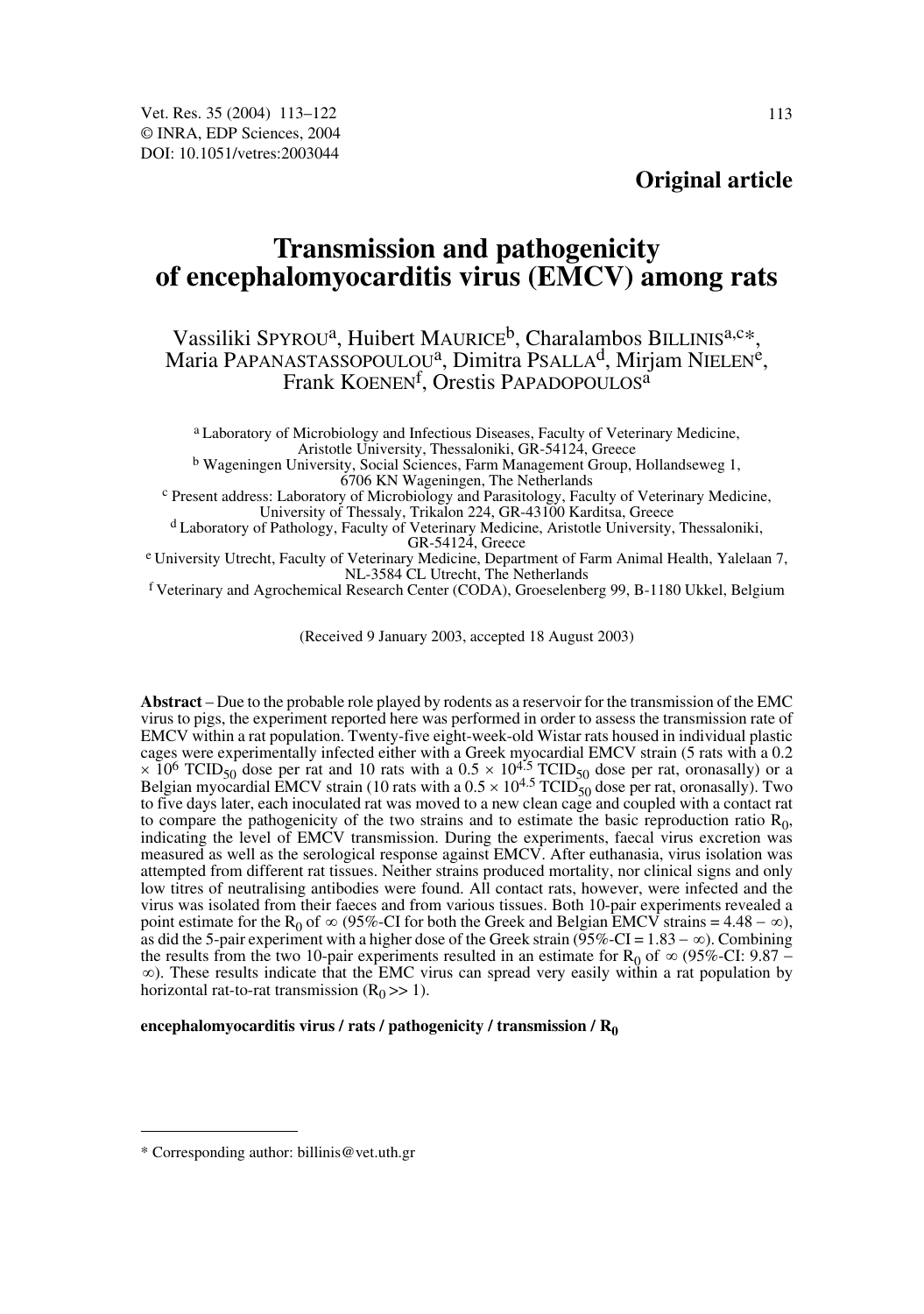Original article

# Transmission and pathogenicity of encephalomyocarditis virus (EMCV) among rats

Vassiliki SPYROU[a], Huibert MAURICE[b], Charalambos BILLINIS[a,c*], Maria PAPANASTASSOPOULOU[a], Dimitra PSALLA[d], Mirjam NIELEN[e], Frank KOENEN[f], Orestis PAPADOPOULOS[a]

[a] Laboratory of Microbiology and Infectious Diseases, Faculty of Veterinary Medicine, Aristotle University, Thessaloniki, GR-54124, Greece
[b] Wageningen University, Social Sciences, Farm Management Group, Hollandseweg 1, 6706 KN Wageningen, The Netherlands
[c] Present address: Laboratory of Microbiology and Parasitology, Faculty of Veterinary Medicine, University of Thessaly, Trikalon 224, GR-43100 Karditsa, Greece
[d] Laboratory of Pathology, Faculty of Veterinary Medicine, Aristotle University, Thessaloniki, GR-54124, Greece
[e] University Utrecht, Faculty of Veterinary Medicine, Department of Farm Animal Health, Yalelaan 7, NL-3584 CL Utrecht, The Netherlands
[f] Veterinary and Agrochemical Research Center (CODA), Groeselenberg 99, B-1180 Ukkel, Belgium

(Received 9 January 2003, accepted 18 August 2003)

**Abstract** – Due to the probable role played by rodents as a reservoir for the transmission of the EMC virus to pigs, the experiment reported here was performed in order to assess the transmission rate of EMCV within a rat population. Twenty-five eight-week-old Wistar rats housed in individual plastic cages were experimentally infected either with a Greek myocardial EMCV strain (5 rats with a $0.2 \times 10^6$ $TCID_{50}$ dose per rat and 10 rats with a $0.5 \times 10^{4.5}$ $TCID_{50}$ dose per rat, oronasally) or a Belgian myocardial EMCV strain (10 rats with a $0.5 \times 10^{4.5}$ $TCID_{50}$ dose per rat, oronasally). Two to five days later, each inoculated rat was moved to a new clean cage and coupled with a contact rat to compare the pathogenicity of the two strains and to estimate the basic reproduction ratio $R_0$, indicating the level of EMCV transmission. During the experiments, faecal virus excretion was measured as well as the serological response against EMCV. After euthanasia, virus isolation was attempted from different rat tissues. Neither strains produced mortality, nor clinical signs and only low titres of neutralising antibodies were found. All contact rats, however, were infected and the virus was isolated from their faeces and from various tissues. Both 10-pair experiments revealed a point estimate for the $R_0$ of $\infty$ (95%-CI for both the Greek and Belgian EMCV strains = $4.48 - \infty$), as did the 5-pair experiment with a higher dose of the Greek strain (95%-CI = $1.83 - \infty$). Combining the results from the two 10-pair experiments resulted in an estimate for $R_0$ of $\infty$ (95%-CI: $9.87 - \infty$). These results indicate that the EMC virus can spread very easily within a rat population by horizontal rat-to-rat transmission ($R_0 >> 1$).

**encephalomyocarditis virus / rats / pathogenicity / transmission / $R_0$**

---

\* Corresponding author: billinis@vet.uth.gr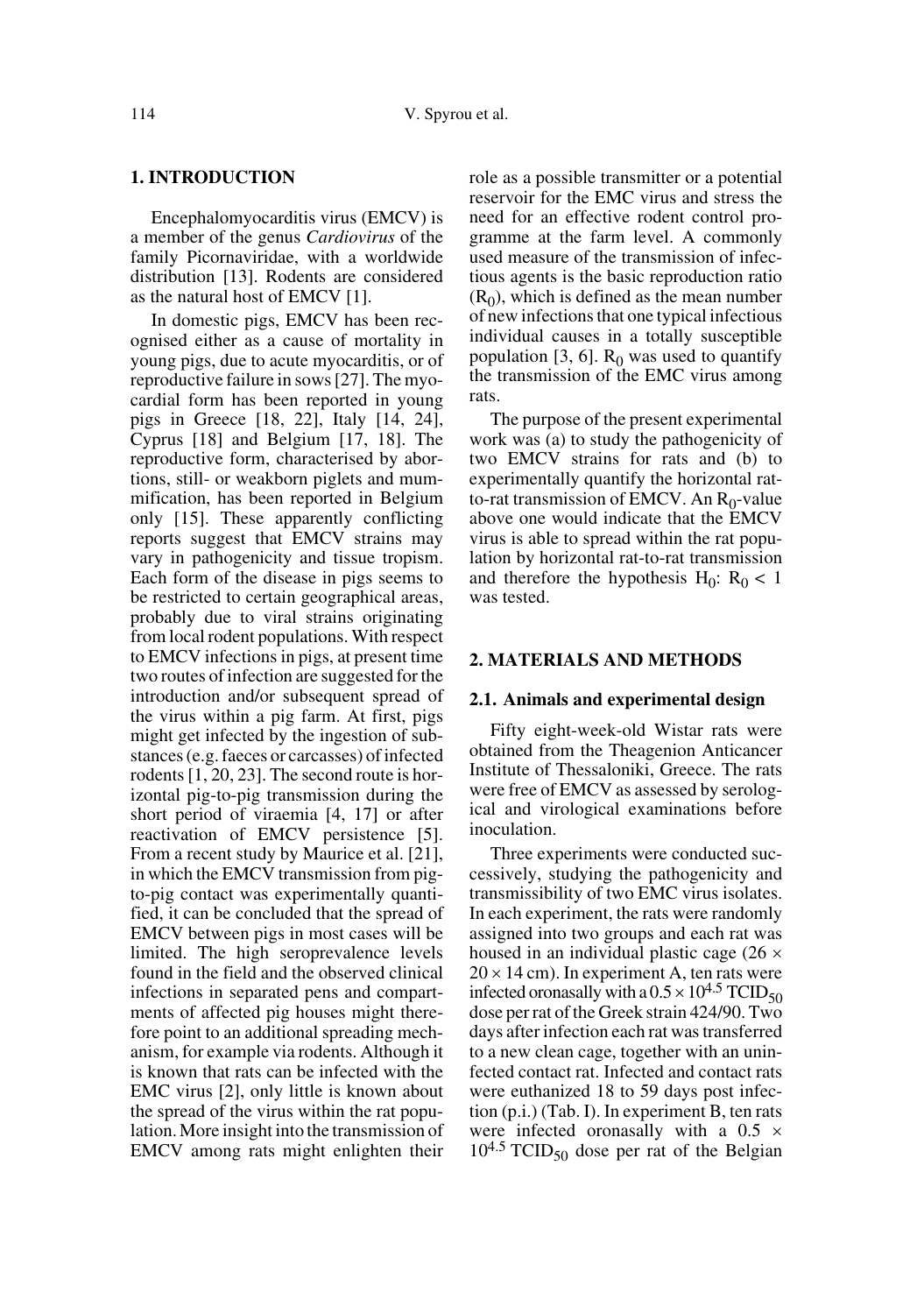## 1. INTRODUCTION

Encephalomyocarditis virus (EMCV) is a member of the genus *Cardiovirus* of the family Picornaviridae, with a worldwide distribution [13]. Rodents are considered as the natural host of EMCV [1].

In domestic pigs, EMCV has been recognised either as a cause of mortality in young pigs, due to acute myocarditis, or of reproductive failure in sows [27]. The myocardial form has been reported in young pigs in Greece [18, 22], Italy [14, 24], Cyprus [18] and Belgium [17, 18]. The reproductive form, characterised by abortions, still- or weakborn piglets and mummification, has been reported in Belgium only [15]. These apparently conflicting reports suggest that EMCV strains may vary in pathogenicity and tissue tropism. Each form of the disease in pigs seems to be restricted to certain geographical areas, probably due to viral strains originating from local rodent populations. With respect to EMCV infections in pigs, at present time two routes of infection are suggested for the introduction and/or subsequent spread of the virus within a pig farm. At first, pigs might get infected by the ingestion of substances (e.g. faeces or carcasses) of infected rodents [1, 20, 23]. The second route is horizontal pig-to-pig transmission during the short period of viraemia [4, 17] or after reactivation of EMCV persistence [5]. From a recent study by Maurice et al. [21], in which the EMCV transmission from pig-to-pig contact was experimentally quantified, it can be concluded that the spread of EMCV between pigs in most cases will be limited. The high seroprevalence levels found in the field and the observed clinical infections in separated pens and compartments of affected pig houses might therefore point to an additional spreading mechanism, for example via rodents. Although it is known that rats can be infected with the EMC virus [2], only little is known about the spread of the virus within the rat population. More insight into the transmission of EMCV among rats might enlighten their role as a possible transmitter or a potential reservoir for the EMC virus and stress the need for an effective rodent control programme at the farm level. A commonly used measure of the transmission of infectious agents is the basic reproduction ratio ($R_0$), which is defined as the mean number of new infections that one typical infectious individual causes in a totally susceptible population [3, 6]. $R_0$ was used to quantify the transmission of the EMC virus among rats.

The purpose of the present experimental work was (a) to study the pathogenicity of two EMCV strains for rats and (b) to experimentally quantify the horizontal rat-to-rat transmission of EMCV. An $R_0$-value above one would indicate that the EMCV virus is able to spread within the rat population by horizontal rat-to-rat transmission and therefore the hypothesis $H_0$: $R_0 < 1$ was tested.

## 2. MATERIALS AND METHODS

### 2.1. Animals and experimental design

Fifty eight-week-old Wistar rats were obtained from the Theagenion Anticancer Institute of Thessaloniki, Greece. The rats were free of EMCV as assessed by serological and virological examinations before inoculation.

Three experiments were conducted successively, studying the pathogenicity and transmissibility of two EMC virus isolates. In each experiment, the rats were randomly assigned into two groups and each rat was housed in an individual plastic cage ($26 \times 20 \times 14$ cm). In experiment A, ten rats were infected oronasally with a $0.5 \times 10^{4.5}$ $TCID_{50}$ dose per rat of the Greek strain 424/90. Two days after infection each rat was transferred to a new clean cage, together with an uninfected contact rat. Infected and contact rats were euthanized 18 to 59 days post infection (p.i.) (Tab. I). In experiment B, ten rats were infected oronasally with a $0.5 \times 10^{4.5}$ $TCID_{50}$ dose per rat of the Belgian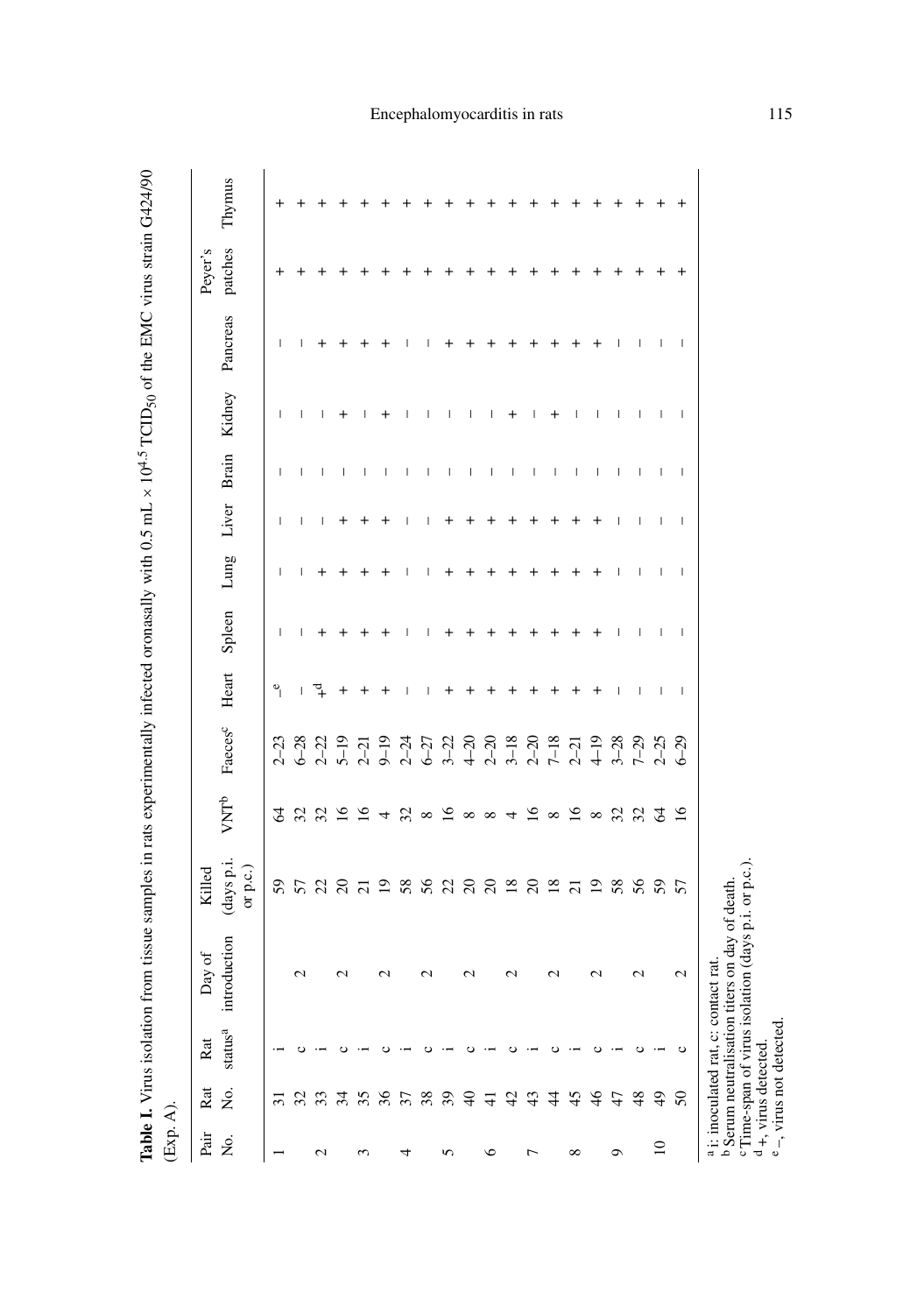**Table I.** Virus isolation from tissue samples in rats experimentally infected oronasally with 0.5 mL × $10^{4.5}$ $TCID_{50}$ of the EMC virus strain G424/90 (Exp. A).

| Pair No. | Rat No. | Rat status[a] | Day of introduction | Killed (days p.i. or p.c.) | VNT[b] | Faeces[c] | Heart | Spleen | Lung | Liver | Brain | Kidney | Pancreas | Peyer's patches | Thymus |
|---|---|---|---|---|---|---|---|---|---|---|---|---|---|---|---|
| 1 | 31 | i | | 59 | 64 | 2–23 | –[e] | – | – | – | – | – | – | + | + |
| | 32 | c | 2 | 57 | 32 | 6–28 | – | – | – | – | – | – | – | + | + |
| 2 | 33 | i | | 22 | 32 | 2–22 | +[d] | + | + | – | – | – | + | + | + |
| | 34 | c | 2 | 20 | 16 | 5–19 | + | + | + | + | – | + | + | + | + |
| 3 | 35 | i | | 21 | 16 | 2–21 | + | + | + | + | – | – | + | + | + |
| | 36 | c | 2 | 19 | 4 | 9–19 | + | + | + | + | – | + | + | + | + |
| 4 | 37 | i | | 58 | 32 | 2–24 | – | – | – | – | – | – | – | + | + |
| | 38 | c | 2 | 56 | 8 | 6–27 | – | – | – | – | – | – | – | + | + |
| 5 | 39 | i | | 22 | 16 | 3–22 | + | + | + | + | – | – | + | + | + |
| | 40 | c | 2 | 20 | 8 | 4–20 | + | + | + | + | – | – | + | + | + |
| 6 | 41 | i | | 20 | 8 | 2–20 | + | + | + | + | – | – | + | + | + |
| | 42 | c | 2 | 18 | 4 | 3–18 | + | + | + | + | – | + | + | + | + |
| 7 | 43 | i | | 20 | 16 | 2–20 | + | + | + | + | – | – | + | + | + |
| | 44 | c | 2 | 18 | 8 | 7–18 | + | + | + | + | – | + | + | + | + |
| 8 | 45 | i | | 21 | 16 | 2–21 | + | + | + | + | – | – | + | + | + |
| | 46 | c | 2 | 19 | 8 | 4–19 | + | + | + | + | – | – | + | + | + |
| 9 | 47 | i | | 58 | 32 | 3–28 | – | – | – | – | – | – | – | + | + |
| | 48 | c | 2 | 56 | 32 | 7–29 | – | – | – | – | – | – | – | + | + |
| 10 | 49 | i | | 59 | 64 | 2–25 | – | – | – | – | – | – | – | + | + |
| | 50 | c | 2 | 57 | 16 | 6–29 | – | – | – | – | – | – | – | + | + |

[a] i: inoculated rat, c: contact rat.
[b] Serum neutralisation titers on day of death.
[c] Time-span of virus isolation (days p.i. or p.c.).
[d] +, virus detected.
[e] –, virus not detected.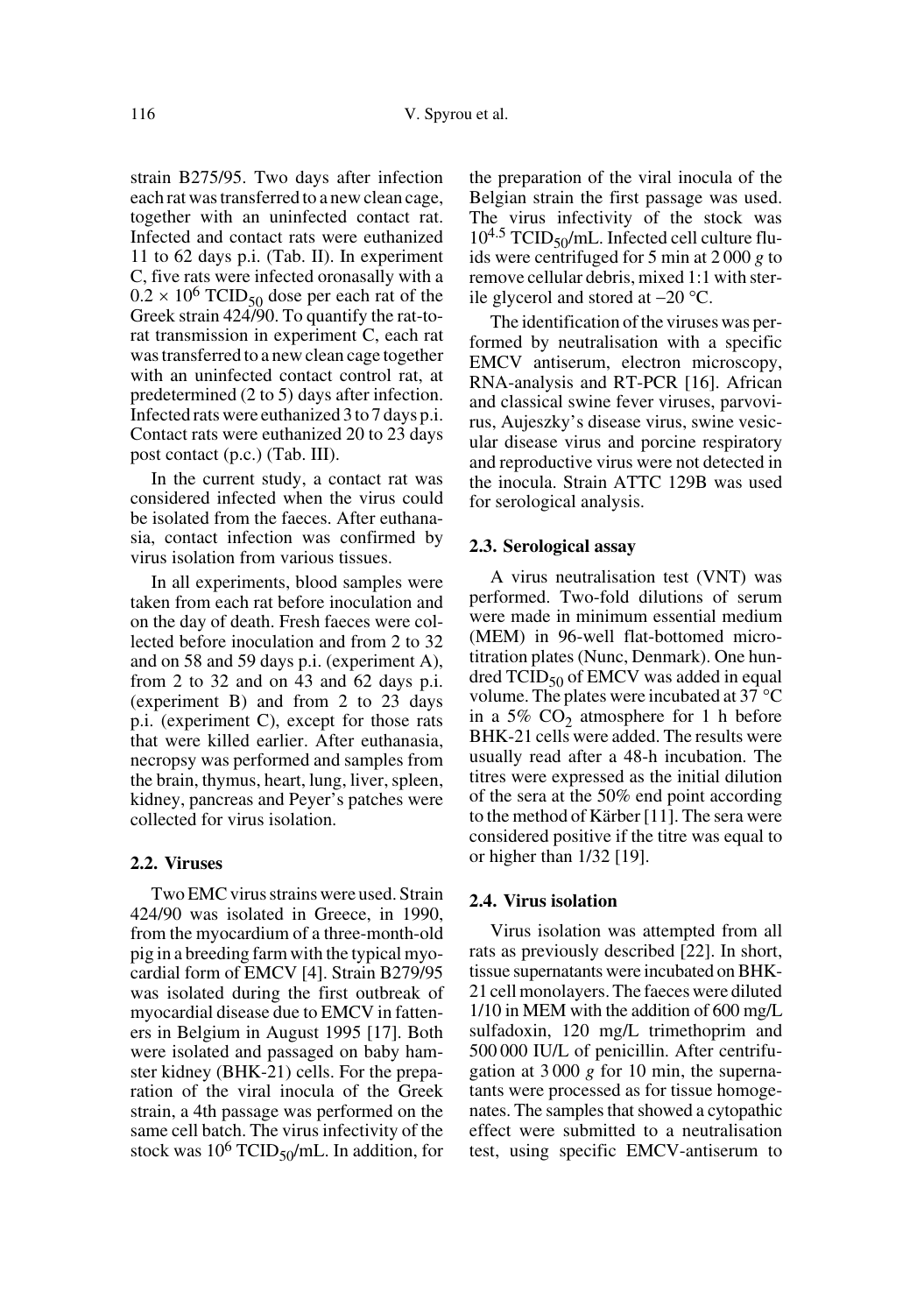strain B275/95. Two days after infection each rat was transferred to a new clean cage, together with an uninfected contact rat. Infected and contact rats were euthanized 11 to 62 days p.i. (Tab. II). In experiment C, five rats were infected oronasally with a $0.2 \times 10^6$ $TCID_{50}$ dose per each rat of the Greek strain 424/90. To quantify the rat-to-rat transmission in experiment C, each rat was transferred to a new clean cage together with an uninfected contact control rat, at predetermined (2 to 5) days after infection. Infected rats were euthanized 3 to 7 days p.i. Contact rats were euthanized 20 to 23 days post contact (p.c.) (Tab. III).

In the current study, a contact rat was considered infected when the virus could be isolated from the faeces. After euthanasia, contact infection was confirmed by virus isolation from various tissues.

In all experiments, blood samples were taken from each rat before inoculation and on the day of death. Fresh faeces were collected before inoculation and from 2 to 32 and on 58 and 59 days p.i. (experiment A), from 2 to 32 and on 43 and 62 days p.i. (experiment B) and from 2 to 23 days p.i. (experiment C), except for those rats that were killed earlier. After euthanasia, necropsy was performed and samples from the brain, thymus, heart, lung, liver, spleen, kidney, pancreas and Peyer's patches were collected for virus isolation.

### 2.2. Viruses

Two EMC virus strains were used. Strain 424/90 was isolated in Greece, in 1990, from the myocardium of a three-month-old pig in a breeding farm with the typical myocardial form of EMCV [4]. Strain B279/95 was isolated during the first outbreak of myocardial disease due to EMCV in fatteners in Belgium in August 1995 [17]. Both were isolated and passaged on baby hamster kidney (BHK-21) cells. For the preparation of the viral inocula of the Greek strain, a 4th passage was performed on the same cell batch. The virus infectivity of the stock was $10^6$ $TCID_{50}$/mL. In addition, for the preparation of the viral inocula of the Belgian strain the first passage was used. The virus infectivity of the stock was $10^{4.5}$ $TCID_{50}$/mL. Infected cell culture fluids were centrifuged for 5 min at 2 000 *g* to remove cellular debris, mixed 1:1 with sterile glycerol and stored at −20 °C.

The identification of the viruses was performed by neutralisation with a specific EMCV antiserum, electron microscopy, RNA-analysis and RT-PCR [16]. African and classical swine fever viruses, parvovirus, Aujeszky's disease virus, swine vesicular disease virus and porcine respiratory and reproductive virus were not detected in the inocula. Strain ATTC 129B was used for serological analysis.

### 2.3. Serological assay

A virus neutralisation test (VNT) was performed. Two-fold dilutions of serum were made in minimum essential medium (MEM) in 96-well flat-bottomed microtitration plates (Nunc, Denmark). One hundred $TCID_{50}$ of EMCV was added in equal volume. The plates were incubated at 37 °C in a 5% $CO_2$ atmosphere for 1 h before BHK-21 cells were added. The results were usually read after a 48-h incubation. The titres were expressed as the initial dilution of the sera at the 50% end point according to the method of Kärber [11]. The sera were considered positive if the titre was equal to or higher than 1/32 [19].

### 2.4. Virus isolation

Virus isolation was attempted from all rats as previously described [22]. In short, tissue supernatants were incubated on BHK-21 cell monolayers. The faeces were diluted 1/10 in MEM with the addition of 600 mg/L sulfadoxin, 120 mg/L trimethoprim and 500 000 IU/L of penicillin. After centrifugation at 3 000 *g* for 10 min, the supernatants were processed as for tissue homogenates. The samples that showed a cytopathic effect were submitted to a neutralisation test, using specific EMCV-antiserum to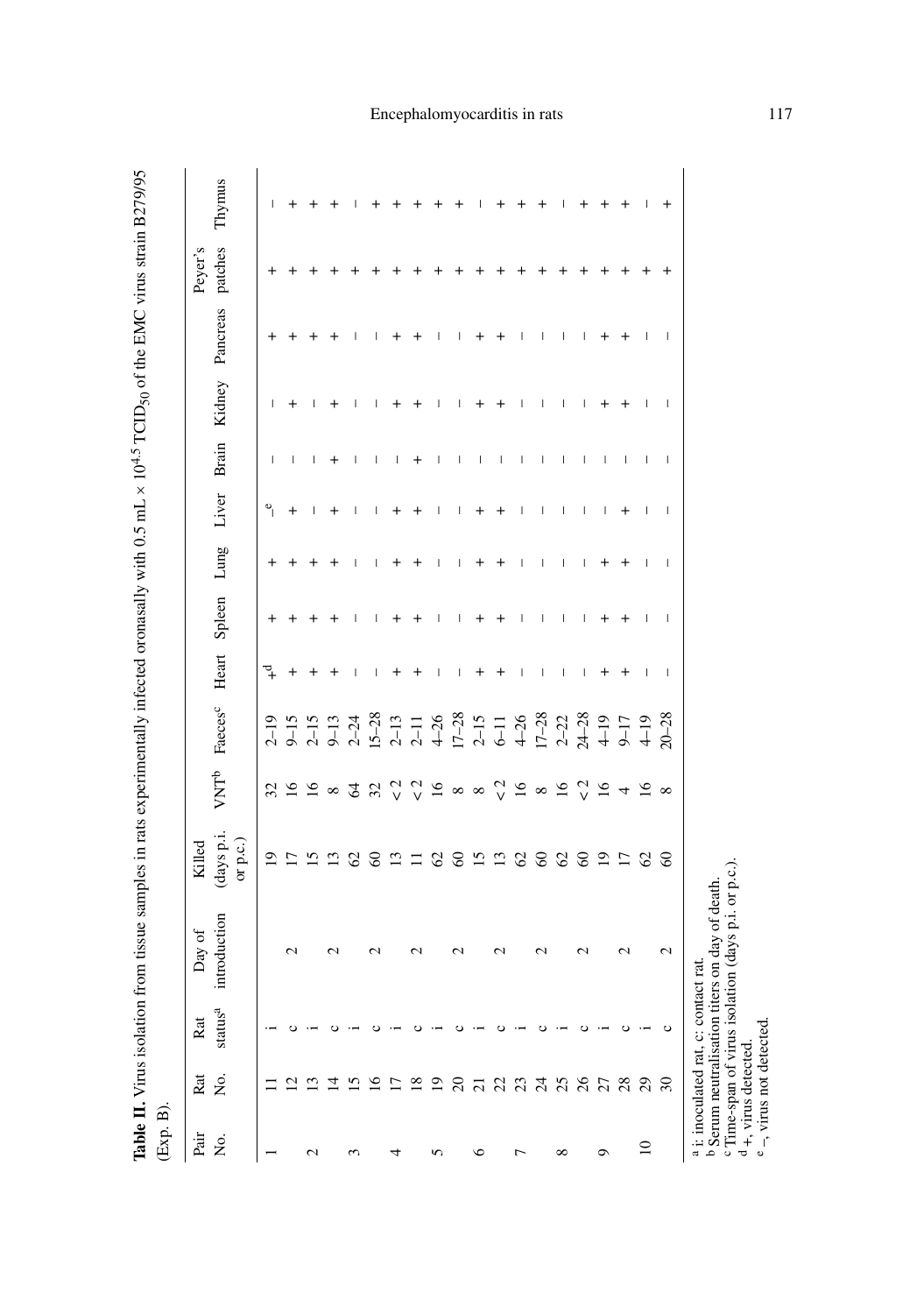**Table II.** Virus isolation from tissue samples in rats experimentally infected oronasally with 0.5 mL × $10^{4.5}$ $TCID_{50}$ of the EMC virus strain B279/95 (Exp. B).

| Pair No. | Rat No. | Rat status[a] | Day of introduction | Killed (days p.i. or p.c.) | VNT[b] | Faeces[c] | Heart | Spleen | Lung | Liver | Brain | Kidney | Pancreas | Peyer's patches | Thymus |
|---|---|---|---|---|---|---|---|---|---|---|---|---|---|---|---|
| 1 | 11 | i | | 19 | 32 | 2–19 | +[d] | + | + | –[e] | – | – | + | + | – |
| | 12 | c | 2 | 17 | 16 | 9–15 | + | + | + | + | – | + | + | + | + |
| 2 | 13 | i | | 15 | 16 | 2–15 | + | + | + | – | – | – | + | + | + |
| | 14 | c | 2 | 13 | 8 | 9–13 | + | + | + | + | + | + | + | + | + |
| 3 | 15 | i | | 62 | 64 | 2–24 | – | – | – | – | – | – | – | + | – |
| | 16 | c | 2 | 60 | 32 | 15–28 | – | – | – | – | – | – | – | + | + |
| 4 | 17 | i | | 13 | < 2 | 2–13 | + | + | + | + | – | + | + | + | + |
| | 18 | c | 2 | 11 | < 2 | 2–11 | + | + | + | + | + | + | + | + | + |
| 5 | 19 | i | | 62 | 16 | 4–26 | – | – | – | – | – | – | – | + | + |
| | 20 | c | 2 | 60 | 8 | 17–28 | – | – | – | – | – | – | – | + | + |
| 6 | 21 | i | | 15 | 8 | 2–15 | + | + | + | + | – | + | + | + | – |
| | 22 | c | 2 | 13 | < 2 | 6–11 | + | + | + | + | – | + | + | + | + |
| 7 | 23 | i | | 62 | 16 | 4–26 | – | – | – | – | – | – | – | + | + |
| | 24 | c | 2 | 60 | 8 | 17–28 | – | – | – | – | – | – | – | + | + |
| 8 | 25 | i | | 62 | 16 | 2–22 | – | – | – | – | – | – | – | + | – |
| | 26 | c | 2 | 60 | < 2 | 24–28 | – | – | – | – | – | – | – | + | + |
| 9 | 27 | i | | 19 | 16 | 4–19 | + | + | + | – | – | + | + | + | + |
| | 28 | c | 2 | 17 | 4 | 9–17 | + | + | + | + | – | + | + | + | + |
| 10 | 29 | i | | 62 | 16 | 4–19 | – | – | – | – | – | – | – | + | – |
| | 30 | c | 2 | 60 | 8 | 20–28 | – | – | – | – | – | – | – | + | + |

[a] i: inoculated rat, c: contact rat.
[b] Serum neutralisation titers on day of death.
[c] Time-span of virus isolation (days p.i. or p.c.).
[d] +, virus detected.
[e] –, virus not detected.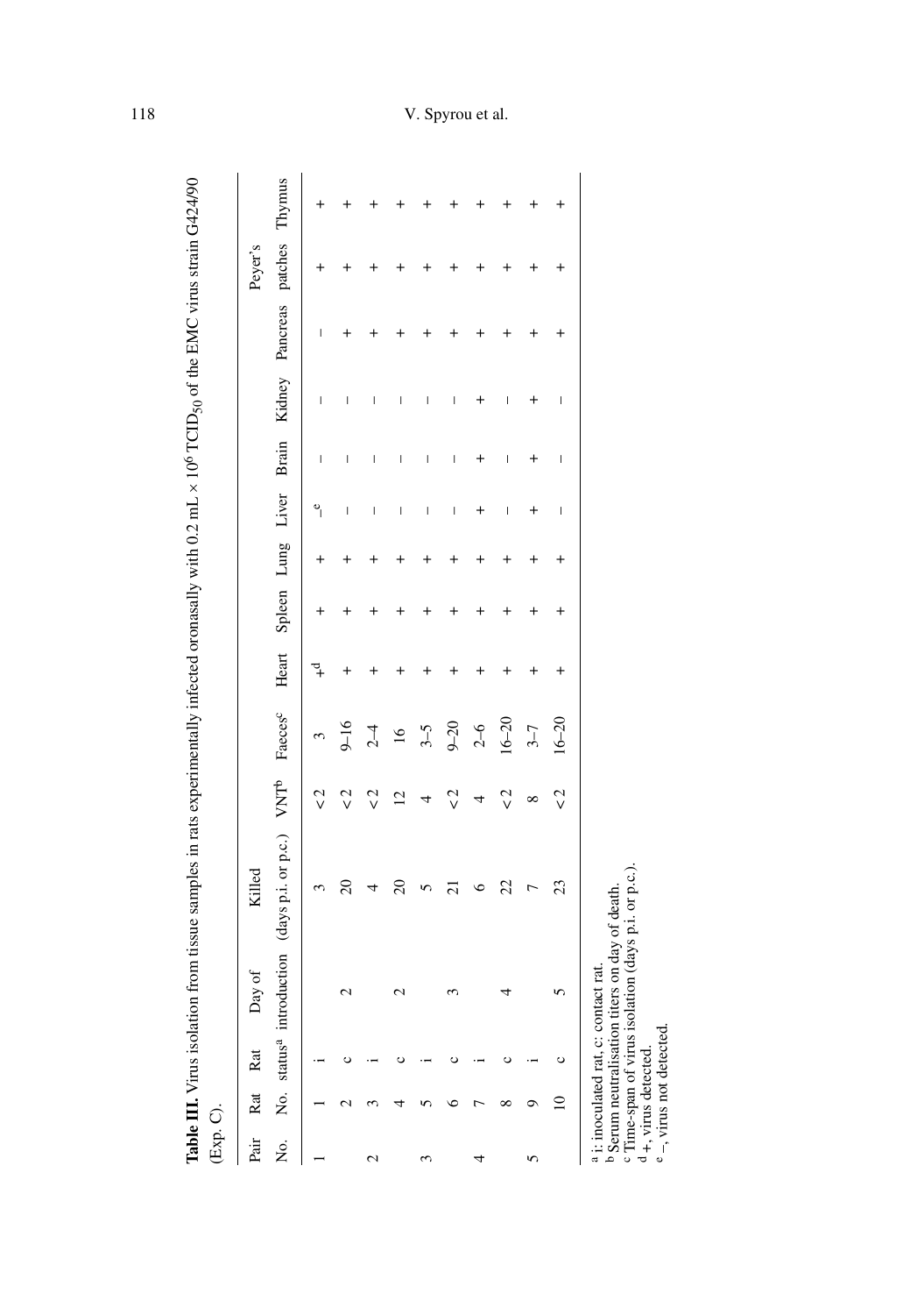**Table III.** Virus isolation from tissue samples in rats experimentally infected oronasally with 0.2 mL × $10^6$ $TCID_{50}$ of the EMC virus strain G424/90 (Exp. C).

| Pair No. | Rat No. | Rat status[a] | Day of introduction | Killed (days p.i. or p.c.) | VNT[b] | Faeces[c] | Heart | Spleen | Lung | Liver | Brain | Kidney | Pancreas | Peyer's patches | Thymus |
|---|---|---|---|---|---|---|---|---|---|---|---|---|---|---|---|
| 1 | 1 | i | | 3 | < 2 | 3 | +[d] | + | + | –[e] | – | – | – | + | + |
| | 2 | c | 2 | 20 | < 2 | 9–16 | + | + | + | – | – | – | + | + | + |
| 2 | 3 | i | | 4 | < 2 | 2–4 | + | + | + | – | – | – | + | + | + |
| | 4 | c | 2 | 20 | 12 | 16 | + | + | + | – | – | – | + | + | + |
| 3 | 5 | i | | 5 | 4 | 3–5 | + | + | + | – | – | – | + | + | + |
| | 6 | c | 3 | 21 | < 2 | 9–20 | + | + | + | – | – | – | + | + | + |
| 4 | 7 | i | | 6 | 4 | 2–6 | + | + | + | + | + | + | + | + | + |
| | 8 | c | 4 | 22 | < 2 | 16–20 | + | + | + | – | – | – | + | + | + |
| 5 | 9 | i | | 7 | 8 | 3–7 | + | + | + | + | + | + | + | + | + |
| | 10 | c | 5 | 23 | < 2 | 16–20 | + | + | + | – | – | – | + | + | + |

[a] i: inoculated rat, c: contact rat.
[b] Serum neutralisation titers on day of death.
[c] Time-span of virus isolation (days p.i. or p.c.).
[d] +, virus detected.
[e] –, virus not detected.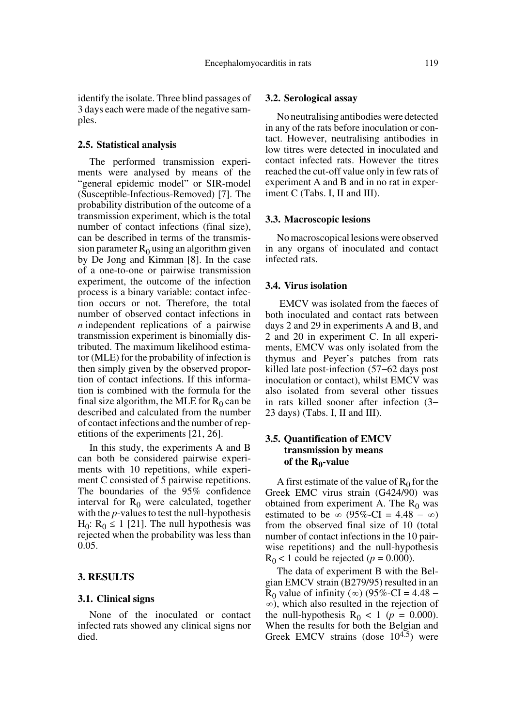identify the isolate. Three blind passages of 3 days each were made of the negative samples.

### 2.5. Statistical analysis

The performed transmission experiments were analysed by means of the "general epidemic model" or SIR-model (Susceptible-Infectious-Removed) [7]. The probability distribution of the outcome of a transmission experiment, which is the total number of contact infections (final size), can be described in terms of the transmission parameter $R_0$ using an algorithm given by De Jong and Kimman [8]. In the case of a one-to-one or pairwise transmission experiment, the outcome of the infection process is a binary variable: contact infection occurs or not. Therefore, the total number of observed contact infections in *n* independent replications of a pairwise transmission experiment is binomially distributed. The maximum likelihood estimator (MLE) for the probability of infection is then simply given by the observed proportion of contact infections. If this information is combined with the formula for the final size algorithm, the MLE for $R_0$ can be described and calculated from the number of contact infections and the number of repetitions of the experiments [21, 26].

In this study, the experiments A and B can both be considered pairwise experiments with 10 repetitions, while experiment C consisted of 5 pairwise repetitions. The boundaries of the 95% confidence interval for $R_0$ were calculated, together with the *p*-values to test the null-hypothesis $H_0$: $R_0 \leq 1$ [21]. The null hypothesis was rejected when the probability was less than 0.05.

## 3. RESULTS

### 3.1. Clinical signs

None of the inoculated or contact infected rats showed any clinical signs nor died.

### 3.2. Serological assay

No neutralising antibodies were detected in any of the rats before inoculation or contact. However, neutralising antibodies in low titres were detected in inoculated and contact infected rats. However the titres reached the cut-off value only in few rats of experiment A and B and in no rat in experiment C (Tabs. I, II and III).

### 3.3. Macroscopic lesions

No macroscopical lesions were observed in any organs of inoculated and contact infected rats.

### 3.4. Virus isolation

EMCV was isolated from the faeces of both inoculated and contact rats between days 2 and 29 in experiments A and B, and 2 and 20 in experiment C. In all experiments, EMCV was only isolated from the thymus and Peyer's patches from rats killed late post-infection (57–62 days post inoculation or contact), whilst EMCV was also isolated from several other tissues in rats killed sooner after infection (3–23 days) (Tabs. I, II and III).

### 3.5. Quantification of EMCV transmission by means of the $R_0$-value

A first estimate of the value of $R_0$ for the Greek EMC virus strain (G424/90) was obtained from experiment A. The $R_0$ was estimated to be $\infty$ (95%-CI = 4.48 – $\infty$) from the observed final size of 10 (total number of contact infections in the 10 pairwise repetitions) and the null-hypothesis $R_0 < 1$ could be rejected ($p = 0.000$).

The data of experiment B with the Belgian EMCV strain (B279/95) resulted in an $R_0$ value of infinity ($\infty$) (95%-CI = 4.48 – $\infty$), which also resulted in the rejection of the null-hypothesis $R_0 < 1$ ($p = 0.000$). When the results for both the Belgian and Greek EMCV strains (dose $10^{4.5}$) were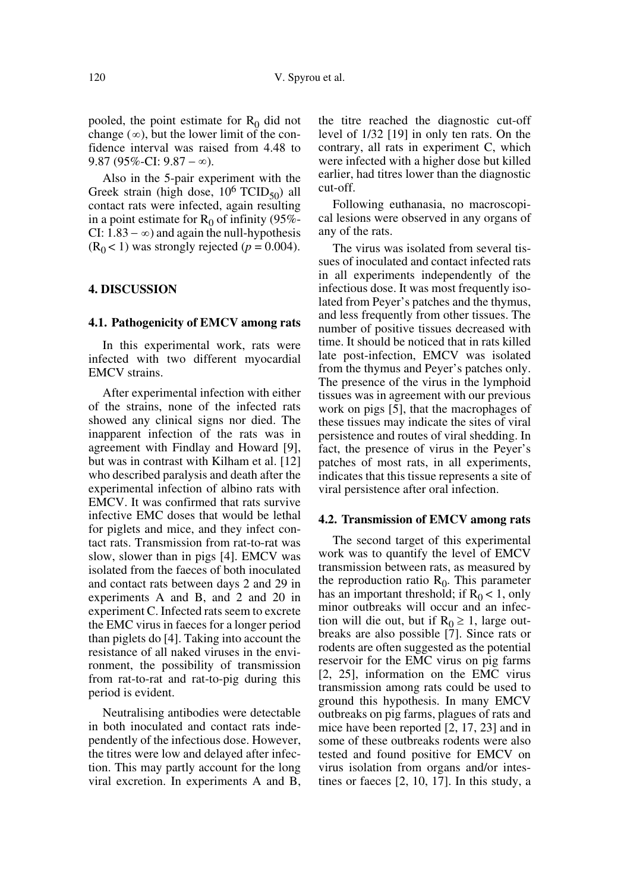pooled, the point estimate for $R_0$ did not change ($\infty$), but the lower limit of the confidence interval was raised from 4.48 to 9.87 (95%-CI: $9.87 - \infty$).

Also in the 5-pair experiment with the Greek strain (high dose, $10^6$ $TCID_{50}$) all contact rats were infected, again resulting in a point estimate for $R_0$ of infinity (95%-CI: $1.83 - \infty$) and again the null-hypothesis ($R_0 < 1$) was strongly rejected ($p = 0.004$).

## 4. DISCUSSION

### 4.1. Pathogenicity of EMCV among rats

In this experimental work, rats were infected with two different myocardial EMCV strains.

After experimental infection with either of the strains, none of the infected rats showed any clinical signs nor died. The inapparent infection of the rats was in agreement with Findlay and Howard [9], but was in contrast with Kilham et al. [12] who described paralysis and death after the experimental infection of albino rats with EMCV. It was confirmed that rats survive infective EMC doses that would be lethal for piglets and mice, and they infect contact rats. Transmission from rat-to-rat was slow, slower than in pigs [4]. EMCV was isolated from the faeces of both inoculated and contact rats between days 2 and 29 in experiments A and B, and 2 and 20 in experiment C. Infected rats seem to excrete the EMC virus in faeces for a longer period than piglets do [4]. Taking into account the resistance of all naked viruses in the environment, the possibility of transmission from rat-to-rat and rat-to-pig during this period is evident.

Neutralising antibodies were detectable in both inoculated and contact rats independently of the infectious dose. However, the titres were low and delayed after infection. This may partly account for the long viral excretion. In experiments A and B, the titre reached the diagnostic cut-off level of 1/32 [19] in only ten rats. On the contrary, all rats in experiment C, which were infected with a higher dose but killed earlier, had titres lower than the diagnostic cut-off.

Following euthanasia, no macroscopical lesions were observed in any organs of any of the rats.

The virus was isolated from several tissues of inoculated and contact infected rats in all experiments independently of the infectious dose. It was most frequently isolated from Peyer's patches and the thymus, and less frequently from other tissues. The number of positive tissues decreased with time. It should be noticed that in rats killed late post-infection, EMCV was isolated from the thymus and Peyer's patches only. The presence of the virus in the lymphoid tissues was in agreement with our previous work on pigs [5], that the macrophages of these tissues may indicate the sites of viral persistence and routes of viral shedding. In fact, the presence of virus in the Peyer's patches of most rats, in all experiments, indicates that this tissue represents a site of viral persistence after oral infection.

### 4.2. Transmission of EMCV among rats

The second target of this experimental work was to quantify the level of EMCV transmission between rats, as measured by the reproduction ratio $R_0$. This parameter has an important threshold; if $R_0 < 1$, only minor outbreaks will occur and an infection will die out, but if $R_0 \geq 1$, large outbreaks are also possible [7]. Since rats or rodents are often suggested as the potential reservoir for the EMC virus on pig farms [2, 25], information on the EMC virus transmission among rats could be used to ground this hypothesis. In many EMCV outbreaks on pig farms, plagues of rats and mice have been reported [2, 17, 23] and in some of these outbreaks rodents were also tested and found positive for EMCV on virus isolation from organs and/or intestines or faeces [2, 10, 17]. In this study, a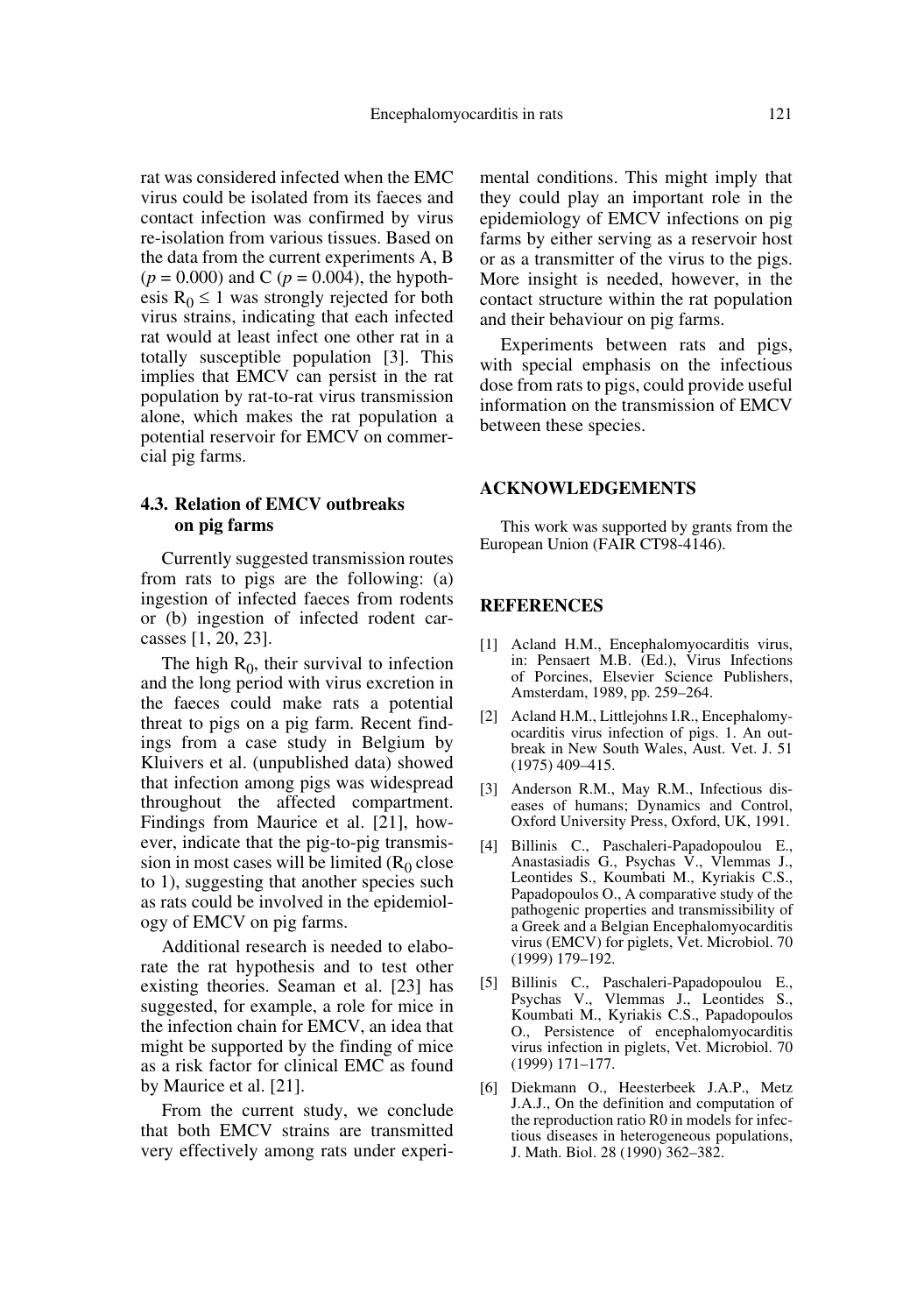rat was considered infected when the EMC virus could be isolated from its faeces and contact infection was confirmed by virus re-isolation from various tissues. Based on the data from the current experiments A, B ($p = 0.000$) and C ($p = 0.004$), the hypothesis $R_0 \leq 1$ was strongly rejected for both virus strains, indicating that each infected rat would at least infect one other rat in a totally susceptible population [3]. This implies that EMCV can persist in the rat population by rat-to-rat virus transmission alone, which makes the rat population a potential reservoir for EMCV on commercial pig farms.

### 4.3. Relation of EMCV outbreaks on pig farms

Currently suggested transmission routes from rats to pigs are the following: (a) ingestion of infected faeces from rodents or (b) ingestion of infected rodent carcasses [1, 20, 23].

The high $R_0$, their survival to infection and the long period with virus excretion in the faeces could make rats a potential threat to pigs on a pig farm. Recent findings from a case study in Belgium by Kluivers et al. (unpublished data) showed that infection among pigs was widespread throughout the affected compartment. Findings from Maurice et al. [21], however, indicate that the pig-to-pig transmission in most cases will be limited ($R_0$ close to 1), suggesting that another species such as rats could be involved in the epidemiology of EMCV on pig farms.

Additional research is needed to elaborate the rat hypothesis and to test other existing theories. Seaman et al. [23] has suggested, for example, a role for mice in the infection chain for EMCV, an idea that might be supported by the finding of mice as a risk factor for clinical EMC as found by Maurice et al. [21].

From the current study, we conclude that both EMCV strains are transmitted very effectively among rats under experimental conditions. This might imply that they could play an important role in the epidemiology of EMCV infections on pig farms by either serving as a reservoir host or as a transmitter of the virus to the pigs. More insight is needed, however, in the contact structure within the rat population and their behaviour on pig farms.

Experiments between rats and pigs, with special emphasis on the infectious dose from rats to pigs, could provide useful information on the transmission of EMCV between these species.

## ACKNOWLEDGEMENTS

This work was supported by grants from the European Union (FAIR CT98-4146).

## REFERENCES

[1] Acland H.M., Encephalomyocarditis virus, in: Pensaert M.B. (Ed.), Virus Infections of Porcines, Elsevier Science Publishers, Amsterdam, 1989, pp. 259–264.

[2] Acland H.M., Littlejohns I.R., Encephalomyocarditis virus infection of pigs. 1. An outbreak in New South Wales, Aust. Vet. J. 51 (1975) 409–415.

[3] Anderson R.M., May R.M., Infectious diseases of humans; Dynamics and Control, Oxford University Press, Oxford, UK, 1991.

[4] Billinis C., Paschaleri-Papadopoulou E., Anastasiadis G., Psychas V., Vlemmas J., Leontides S., Koumbati M., Kyriakis C.S., Papadopoulos O., A comparative study of the pathogenic properties and transmissibility of a Greek and a Belgian Encephalomyocarditis virus (EMCV) for piglets, Vet. Microbiol. 70 (1999) 179–192.

[5] Billinis C., Paschaleri-Papadopoulou E., Psychas V., Vlemmas J., Leontides S., Koumbati M., Kyriakis C.S., Papadopoulos O., Persistence of encephalomyocarditis virus infection in piglets, Vet. Microbiol. 70 (1999) 171–177.

[6] Diekmann O., Heesterbeek J.A.P., Metz J.A.J., On the definition and computation of the reproduction ratio R0 in models for infectious diseases in heterogeneous populations, J. Math. Biol. 28 (1990) 362–382.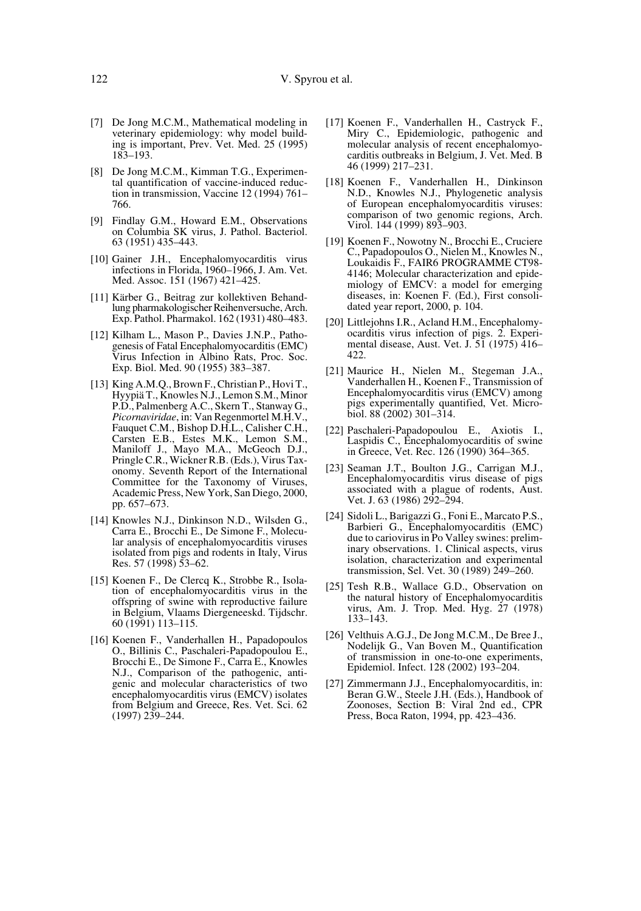[7] De Jong M.C.M., Mathematical modeling in veterinary epidemiology: why model building is important, Prev. Vet. Med. 25 (1995) 183–193.

[8] De Jong M.C.M., Kimman T.G., Experimental quantification of vaccine-induced reduction in transmission, Vaccine 12 (1994) 761–766.

[9] Findlay G.M., Howard E.M., Observations on Columbia SK virus, J. Pathol. Bacteriol. 63 (1951) 435–443.

[10] Gainer J.H., Encephalomyocarditis virus infections in Florida, 1960–1966, J. Am. Vet. Med. Assoc. 151 (1967) 421–425.

[11] Kärber G., Beitrag zur kollektiven Behandlung pharmakologischer Reihenversuche, Arch. Exp. Pathol. Pharmakol. 162 (1931) 480–483.

[12] Kilham L., Mason P., Davies J.N.P., Pathogenesis of Fatal Encephalomyocarditis (EMC) Virus Infection in Albino Rats, Proc. Soc. Exp. Biol. Med. 90 (1955) 383–387.

[13] King A.M.Q., Brown F., Christian P., Hovi T., Hyypiä T., Knowles N.J., Lemon S.M., Minor P.D., Palmenberg A.C., Skern T., Stanway G., *Picornaviridae*, in: Van Regenmortel M.H.V., Fauquet C.M., Bishop D.H.L., Calisher C.H., Carsten E.B., Estes M.K., Lemon S.M., Maniloff J., Mayo M.A., McGeoch D.J., Pringle C.R., Wickner R.B. (Eds.), Virus Taxonomy. Seventh Report of the International Committee for the Taxonomy of Viruses, Academic Press, New York, San Diego, 2000, pp. 657–673.

[14] Knowles N.J., Dinkinson N.D., Wilsden G., Carra E., Brocchi E., De Simone F., Molecular analysis of encephalomyocarditis viruses isolated from pigs and rodents in Italy, Virus Res. 57 (1998) 53–62.

[15] Koenen F., De Clercq K., Strobbe R., Isolation of encephalomyocarditis virus in the offspring of swine with reproductive failure in Belgium, Vlaams Diergeneeskd. Tijdschr. 60 (1991) 113–115.

[16] Koenen F., Vanderhallen H., Papadopoulos O., Billinis C., Paschaleri-Papadopoulou E., Brocchi E., De Simone F., Carra E., Knowles N.J., Comparison of the pathogenic, antigenic and molecular characteristics of two encephalomyocarditis virus (EMCV) isolates from Belgium and Greece, Res. Vet. Sci. 62 (1997) 239–244.

[17] Koenen F., Vanderhallen H., Castryck F., Miry C., Epidemiologic, pathogenic and molecular analysis of recent encephalomyocarditis outbreaks in Belgium, J. Vet. Med. B 46 (1999) 217–231.

[18] Koenen F., Vanderhallen H., Dinkinson N.D., Knowles N.J., Phylogenetic analysis of European encephalomyocarditis viruses: comparison of two genomic regions, Arch. Virol. 144 (1999) 893–903.

[19] Koenen F., Nowotny N., Brocchi E., Cruciere C., Papadopoulos O., Nielen M., Knowles N., Loukaidis F., FAIR6 PROGRAMME CT98-4146; Molecular characterization and epidemiology of EMCV: a model for emerging diseases, in: Koenen F. (Ed.), First consolidated year report, 2000, p. 104.

[20] Littlejohns I.R., Acland H.M., Encephalomyocarditis virus infection of pigs. 2. Experimental disease, Aust. Vet. J. 51 (1975) 416–422.

[21] Maurice H., Nielen M., Stegeman J.A., Vanderhallen H., Koenen F., Transmission of Encephalomyocarditis virus (EMCV) among pigs experimentally quantified, Vet. Microbiol. 88 (2002) 301–314.

[22] Paschaleri-Papadopoulou E., Axiotis I., Laspidis C., Encephalomyocarditis of swine in Greece, Vet. Rec. 126 (1990) 364–365.

[23] Seaman J.T., Boulton J.G., Carrigan M.J., Encephalomyocarditis virus disease of pigs associated with a plague of rodents, Aust. Vet. J. 63 (1986) 292–294.

[24] Sidoli L., Barigazzi G., Foni E., Marcato P.S., Barbieri G., Encephalomyocarditis (EMC) due to cariovirus in Po Valley swines: preliminary observations. 1. Clinical aspects, virus isolation, characterization and experimental transmission, Sel. Vet. 30 (1989) 249–260.

[25] Tesh R.B., Wallace G.D., Observation on the natural history of Encephalomyocarditis virus, Am. J. Trop. Med. Hyg. 27 (1978) 133–143.

[26] Velthuis A.G.J., De Jong M.C.M., De Bree J., Nodelijk G., Van Boven M., Quantification of transmission in one-to-one experiments, Epidemiol. Infect. 128 (2002) 193–204.

[27] Zimmermann J.J., Encephalomyocarditis, in: Beran G.W., Steele J.H. (Eds.), Handbook of Zoonoses, Section B: Viral 2nd ed., CPR Press, Boca Raton, 1994, pp. 423–436.